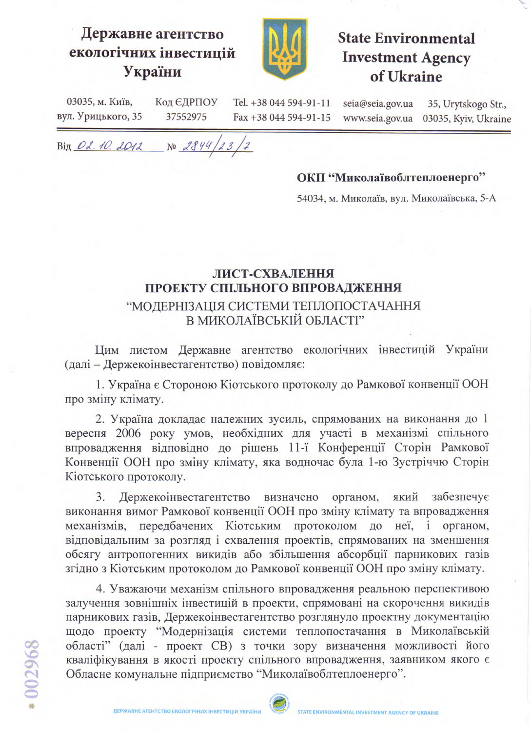**Державне агентство екологічних інвестицій України**

**State Environmental Investment Agency of Ukraine**

03035, м. Київ, вул. Урицького, 35 | Код ЄДРПОУ 37552975 | Tel. +38 044 594-91-11 | Fax +38 044 594-91-15 | seia@seia.gov.ua | www.seia.gov.ua | 35, Urytskogo Str., 03035, Kyiv, Ukraine

Від 02.10.2012 № 2844/23/7

**ОКП "Миколаївоблтеплоенерго"**

54034, м. Миколаїв, вул. Миколаївська, 5-А

## ЛИСТ-СХВАЛЕННЯ ПРОЕКТУ СПІЛЬНОГО ВПРОВАДЖЕННЯ

### "МОДЕРНІЗАЦІЯ СИСТЕМИ ТЕПЛОПОСТАЧАННЯ В МИКОЛАЇВСЬКІЙ ОБЛАСТІ"

Цим листом Державне агентство екологічних інвестицій України (далі – Держекоінвестагентство) повідомляє:

1. Україна є Стороною Кіотського протоколу до Рамкової конвенції ООН про зміну клімату.

2. Україна докладає належних зусиль, спрямованих на виконання до 1 вересня 2006 року умов, необхідних для участі в механізмі спільного впровадження відповідно до рішень 11-ї Конференції Сторін Рамкової Конвенції ООН про зміну клімату, яка водночас була 1-ю Зустріччю Сторін Кіотського протоколу.

3. Держекоінвестагентство визначено органом, який забезпечує виконання вимог Рамкової конвенції ООН про зміну клімату та впровадження механізмів, передбачених Кіотським протоколом до неї, і органом, відповідальним за розгляд і схвалення проектів, спрямованих на зменшення обсягу антропогенних викидів або збільшення абсорбції парникових газів згідно з Кіотським протоколом до Рамкової конвенції ООН про зміну клімату.

4. Уважаючи механізм спільного впровадження реальною перспективою залучення зовнішніх інвестицій в проекти, спрямовані на скорочення викидів парникових газів, Держекоінвестагентство розглянуло проектну документацію щодо проекту "Модернізація системи теплопостачання в Миколаївській області" (далі - проект СВ) з точки зору визначення можливості його кваліфікування в якості проекту спільного впровадження, заявником якого є Обласне комунальне підприємство "Миколаївоблтеплоенерго".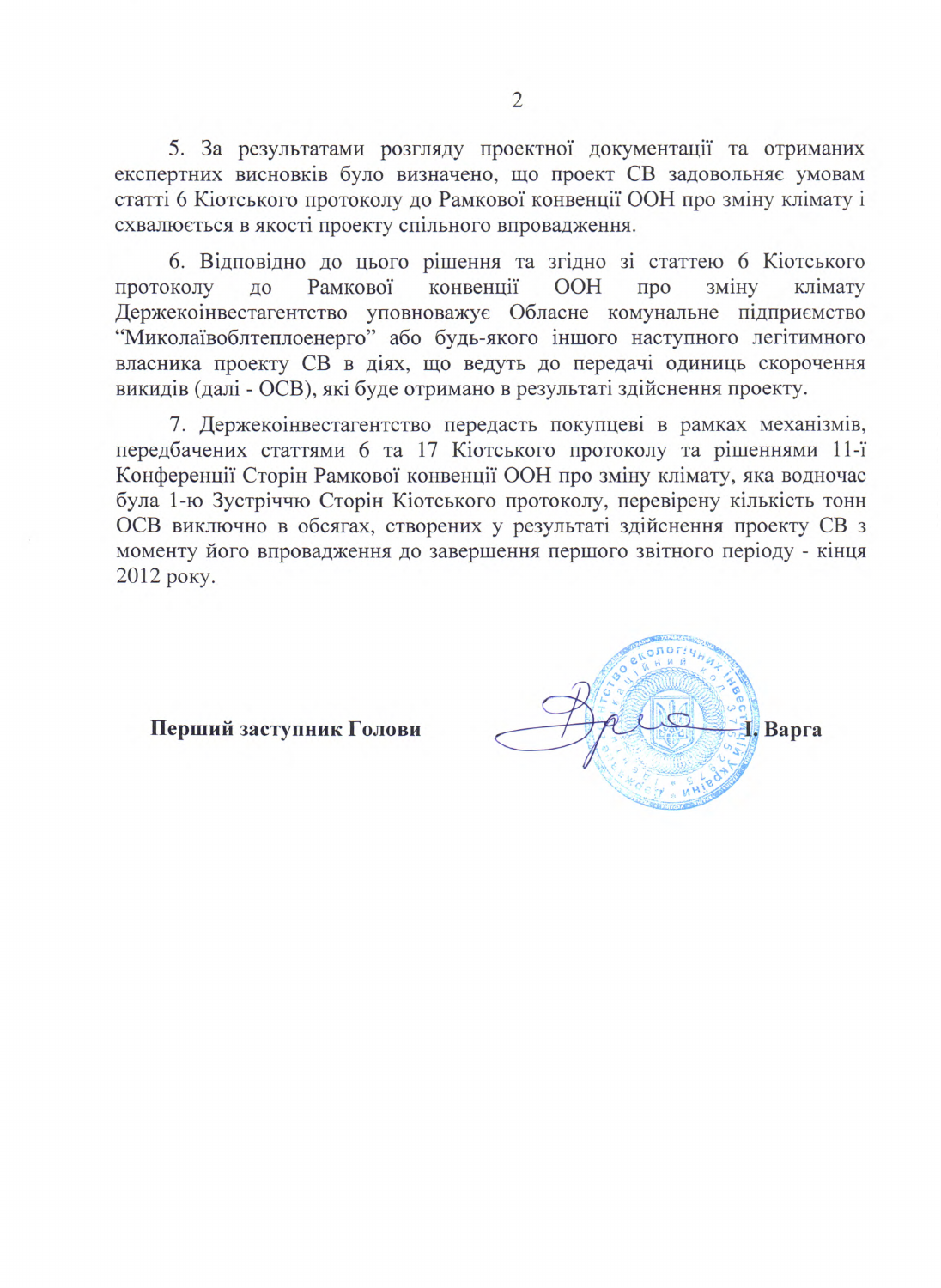5. За результатами розгляду проектної документації та отриманих експертних висновків було визначено, що проект СВ задовольняє умовам статті 6 Кіотського протоколу до Рамкової конвенції ООН про зміну клімату і схвалюється в якості проекту спільного впровадження.

6. Відповідно до цього рішення та згідно зі статтею 6 Кіотського протоколу до Рамкової конвенції ООН про зміну клімату Держекоінвестагентство уповноважує Обласне комунальне підприємство "Миколаївоблтеплоенерго" або будь-якого іншого наступного легітимного власника проекту СВ в діях, що ведуть до передачі одиниць скорочення викидів (далі - ОСВ), які буде отримано в результаті здійснення проекту.

7. Держекоінвестагентство передасть покупцеві в рамках механізмів, передбачених статтями 6 та 17 Кіотського протоколу та рішеннями 11-ї Конференції Сторін Рамкової конвенції ООН про зміну клімату, яка водночас була 1-ю Зустріччю Сторін Кіотського протоколу, перевірену кількість тонн ОСВ виключно в обсягах, створених у результаті здійснення проекту СВ з моменту його впровадження до завершення першого звітного періоду - кінця 2012 року.

**Перший заступник Голови** **І. Варга**